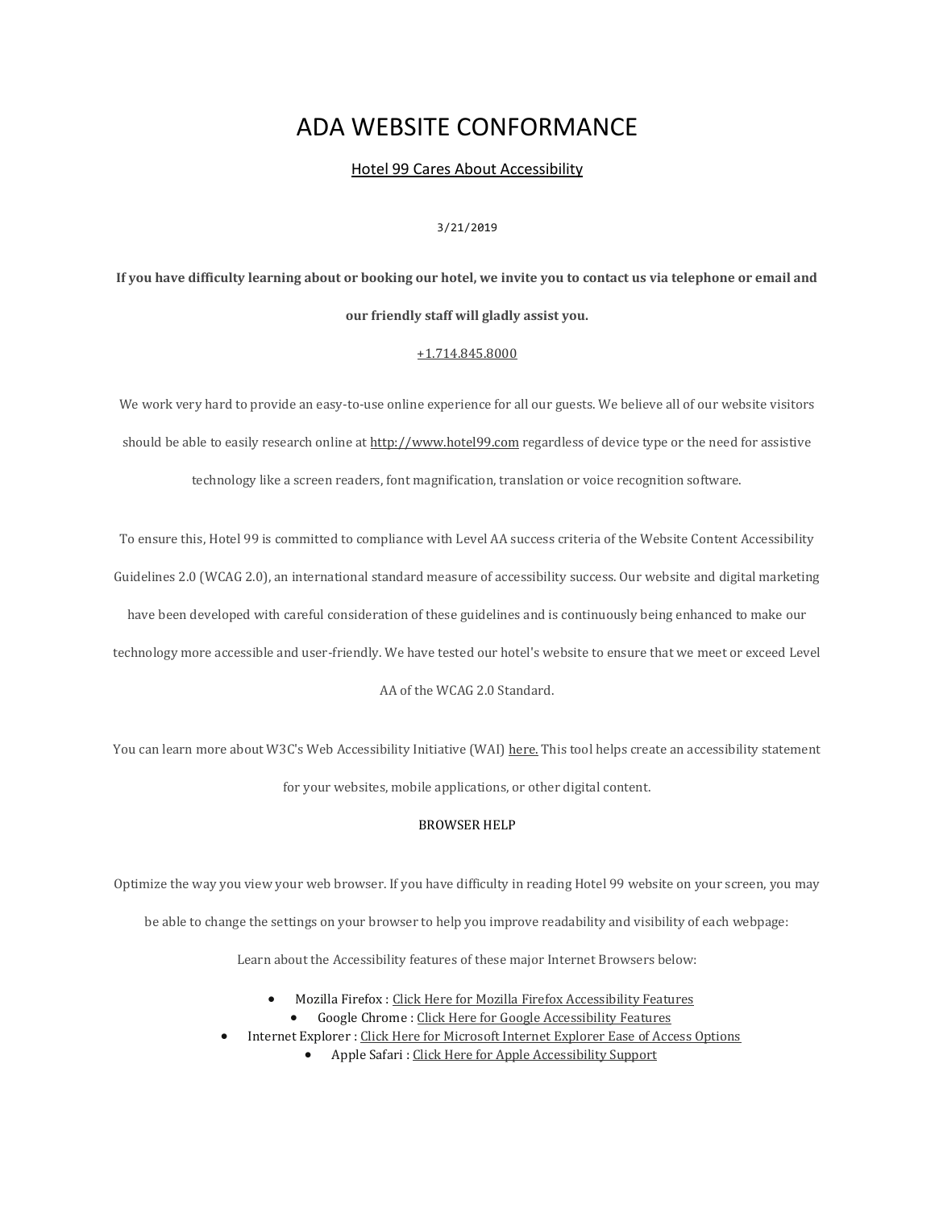# ADA WEBSITE CONFORMANCE

Hotel 99 Cares About Accessibility

3/21/2019

**If you have difficulty learning about or booking our hotel, we invite you to contact us via telephone or email and our friendly staff will gladly assist you.**

+1.714.845.8000

We work very hard to provide an easy-to-use online experience for all our guests. We believe all of our website visitors should be able to easily research online at http://www.hotel99.com regardless of device type or the need for assistive technology like a screen readers, font magnification, translation or voice recognition software.

To ensure this, Hotel 99 is committed to compliance with Level AA success criteria of the Website Content Accessibility Guidelines 2.0 (WCAG 2.0), an international standard measure of accessibility success. Our website and digital marketing have been developed with careful consideration of these guidelines and is continuously being enhanced to make our technology more accessible and user-friendly. We have tested our hotel's website to ensure that we meet or exceed Level AA of the WCAG 2.0 Standard.

You can learn more about W3C's Web Accessibility Initiative (WAI) here. This tool helps create an accessibility statement for your websites, mobile applications, or other digital content.

BROWSER HELP

Optimize the way you view your web browser. If you have difficulty in reading Hotel 99 website on your screen, you may be able to change the settings on your browser to help you improve readability and visibility of each webpage:

Learn about the Accessibility features of these major Internet Browsers below:

- Mozilla Firefox : Click Here for Mozilla Firefox Accessibility Features
- Google Chrome : Click Here for Google Accessibility Features
- Internet Explorer : Click Here for Microsoft Internet Explorer Ease of Access Options
- Apple Safari : Click Here for Apple Accessibility Support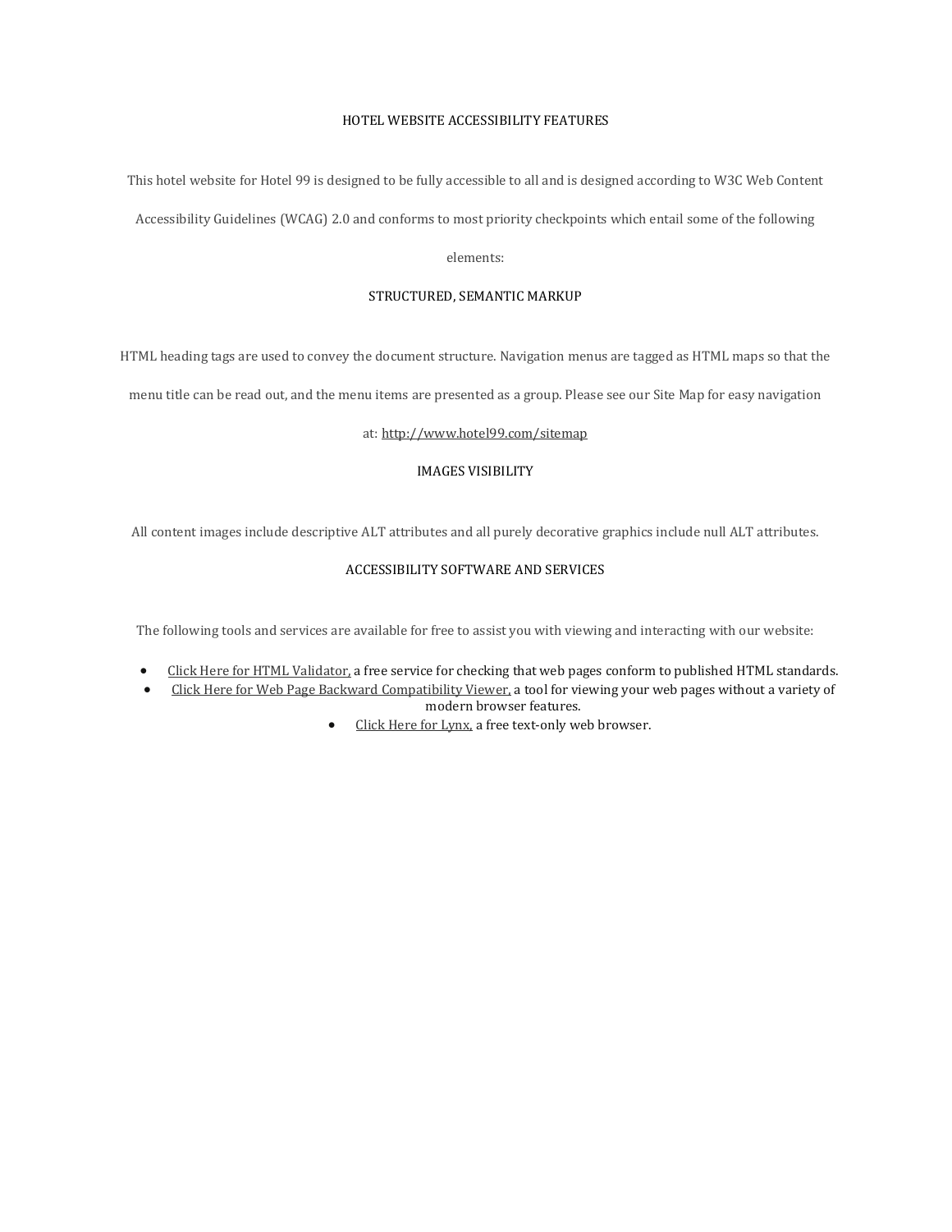# HOTEL WEBSITE ACCESSIBILITY FEATURES

This hotel website for Hotel 99 is designed to be fully accessible to all and is designed according to W3C Web Content Accessibility Guidelines (WCAG) 2.0 and conforms to most priority checkpoints which entail some of the following elements:

## STRUCTURED, SEMANTIC MARKUP

HTML heading tags are used to convey the document structure. Navigation menus are tagged as HTML maps so that the menu title can be read out, and the menu items are presented as a group. Please see our Site Map for easy navigation at: http://www.hotel99.com/sitemap

## IMAGES VISIBILITY

All content images include descriptive ALT attributes and all purely decorative graphics include null ALT attributes.

## ACCESSIBILITY SOFTWARE AND SERVICES

The following tools and services are available for free to assist you with viewing and interacting with our website:

- Click Here for HTML Validator, a free service for checking that web pages conform to published HTML standards.
- Click Here for Web Page Backward Compatibility Viewer, a tool for viewing your web pages without a variety of modern browser features.
- Click Here for Lynx, a free text-only web browser.